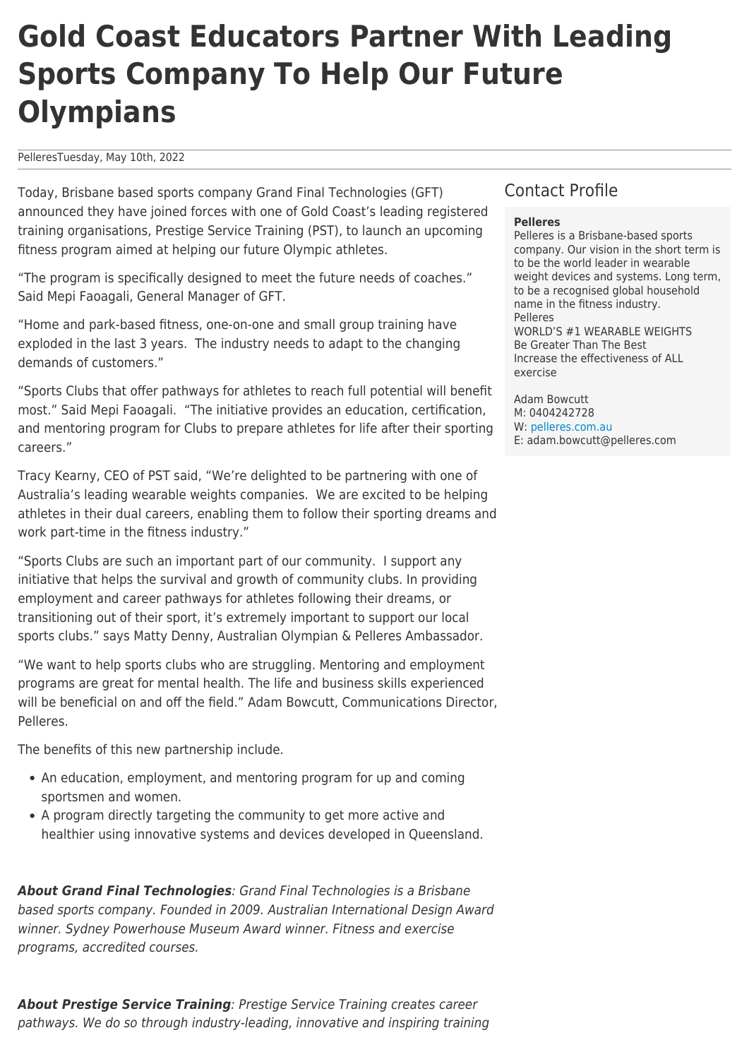# Gold Coast Educators Partner With Leading Sports Company To Help Our Future Olympians

PelleresTuesday, May 10th, 2022

Today, Brisbane based sports company Grand Final Technologies (GFT) announced they have joined forces with one of Gold Coast's leading registered training organisations, Prestige Service Training (PST), to launch an upcoming fitness program aimed at helping our future Olympic athletes.

"The program is specifically designed to meet the future needs of coaches." Said Mepi Faoagali, General Manager of GFT.

"Home and park-based fitness, one-on-one and small group training have exploded in the last 3 years. The industry needs to adapt to the changing demands of customers."

"Sports Clubs that offer pathways for athletes to reach full potential will benefit most." Said Mepi Faoagali. "The initiative provides an education, certification, and mentoring program for Clubs to prepare athletes for life after their sporting careers."

Tracy Kearny, CEO of PST said, "We're delighted to be partnering with one of Australia's leading wearable weights companies. We are excited to be helping athletes in their dual careers, enabling them to follow their sporting dreams and work part-time in the fitness industry."

"Sports Clubs are such an important part of our community. I support any initiative that helps the survival and growth of community clubs. In providing employment and career pathways for athletes following their dreams, or transitioning out of their sport, it's extremely important to support our local sports clubs." says Matty Denny, Australian Olympian & Pelleres Ambassador.

"We want to help sports clubs who are struggling. Mentoring and employment programs are great for mental health. The life and business skills experienced will be beneficial on and off the field." Adam Bowcutt, Communications Director, Pelleres.

The benefits of this new partnership include.

- An education, employment, and mentoring program for up and coming sportsmen and women.
- A program directly targeting the community to get more active and healthier using innovative systems and devices developed in Queensland.

***About Grand Final Technologies****: Grand Final Technologies is a Brisbane based sports company. Founded in 2009. Australian International Design Award winner. Sydney Powerhouse Museum Award winner. Fitness and exercise programs, accredited courses.*

***About Prestige Service Training****: Prestige Service Training creates career pathways. We do so through industry-leading, innovative and inspiring training*

## Contact Profile

**Pelleres**

Pelleres is a Brisbane-based sports company. Our vision in the short term is to be the world leader in wearable weight devices and systems. Long term, to be a recognised global household name in the fitness industry.
Pelleres
WORLD'S #1 WEARABLE WEIGHTS
Be Greater Than The Best
Increase the effectiveness of ALL exercise

Adam Bowcutt
M: 0404242728
W: pelleres.com.au
E: adam.bowcutt@pelleres.com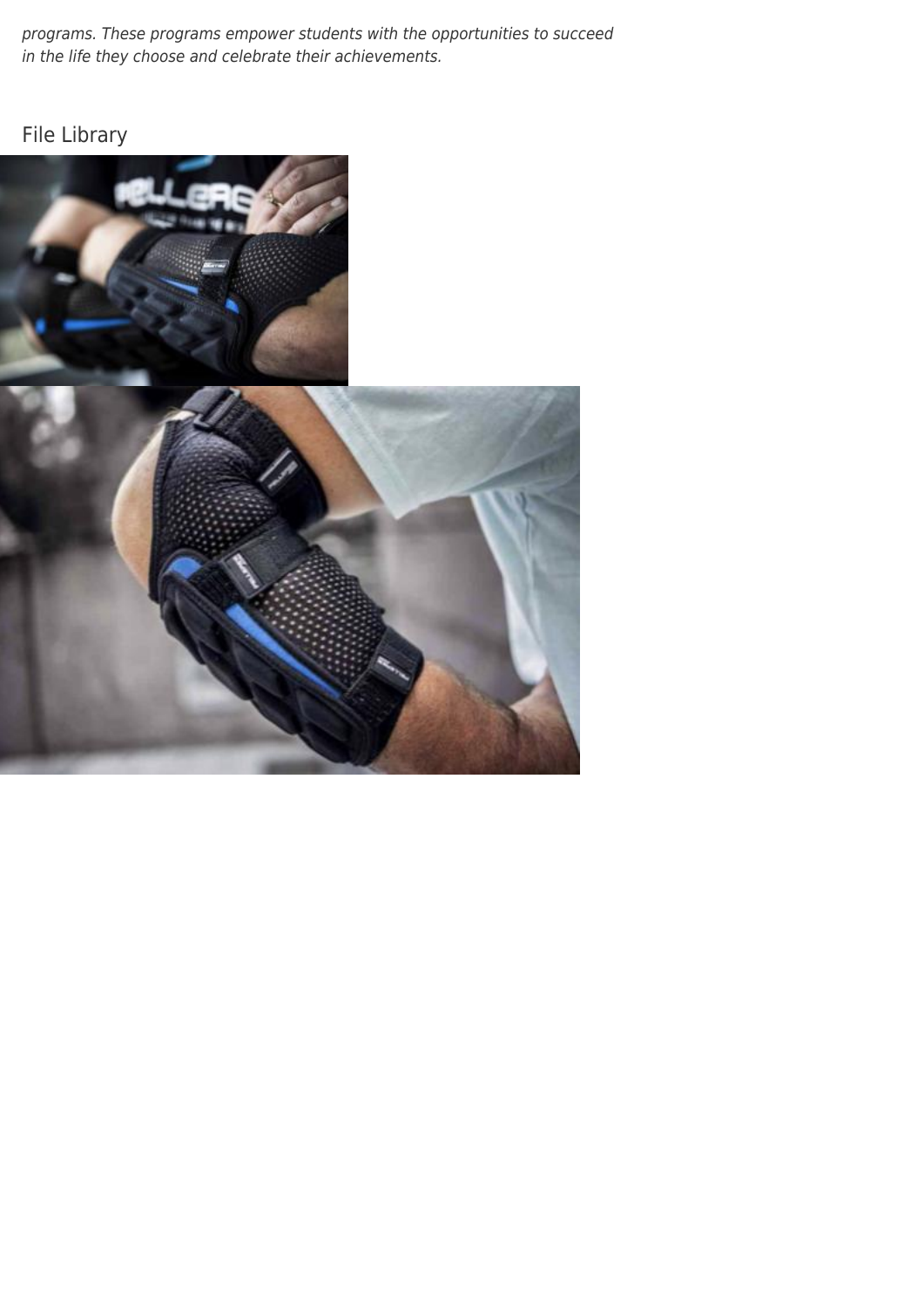*programs. These programs empower students with the opportunities to succeed in the life they choose and celebrate their achievements.*

## File Library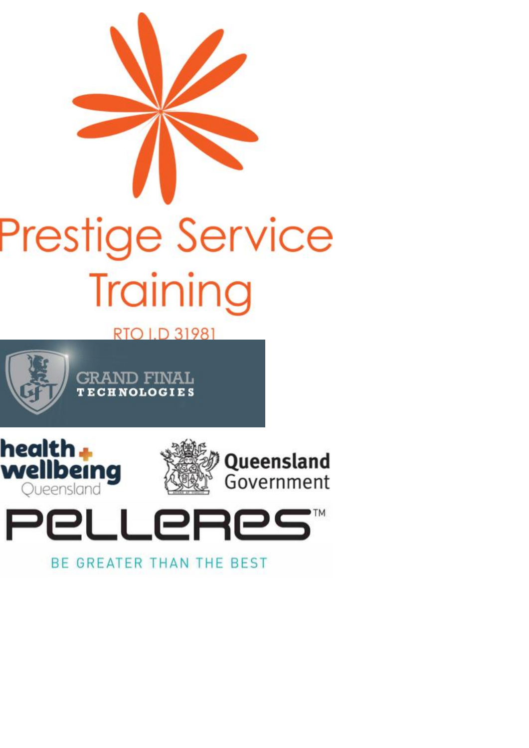Prestige Service Training

RTO I.D 31981

GRAND FINAL TECHNOLOGIES

health + wellbeing Queensland

Queensland Government

PELLERES™

BE GREATER THAN THE BEST